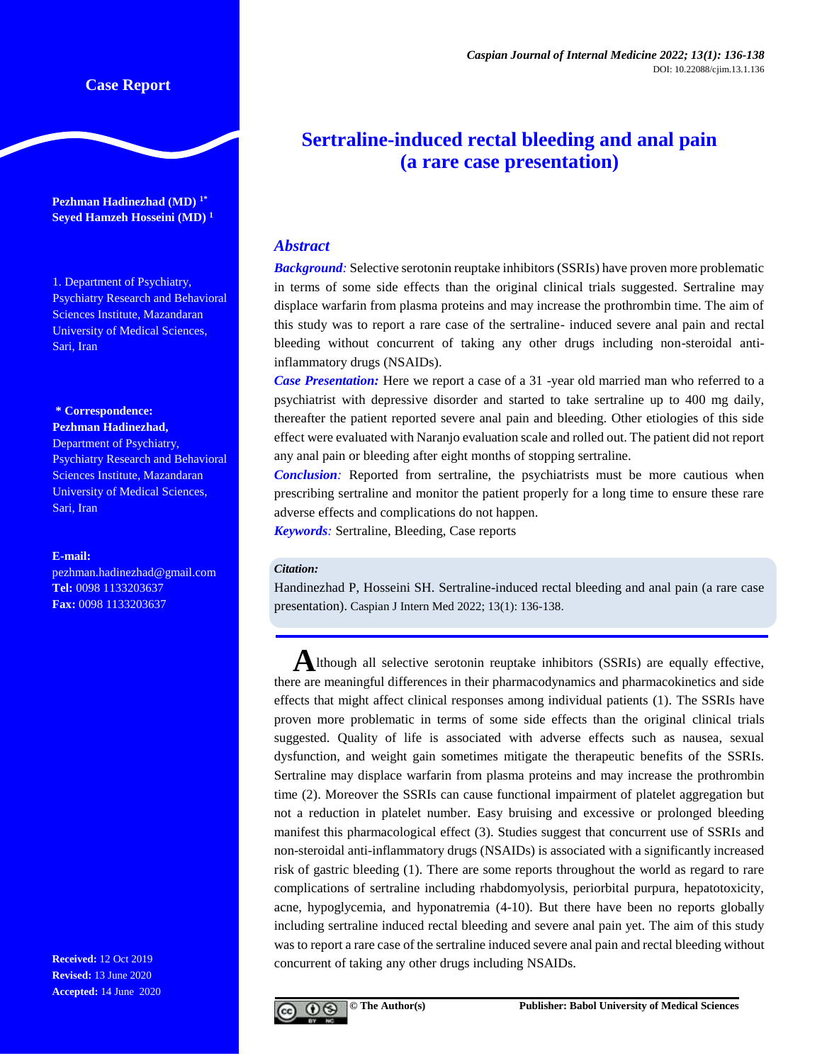Case Report

# Sertraline-induced rectal bleeding and anal pain (a rare case presentation)

**Pezhman Hadinezhad (MD)** [1*]
**Seyed Hamzeh Hosseini (MD)** [1]

1. Department of Psychiatry, Psychiatry Research and Behavioral Sciences Institute, Mazandaran University of Medical Sciences, Sari, Iran

**\* Correspondence:**
**Pezhman Hadinezhad,**
Department of Psychiatry, Psychiatry Research and Behavioral Sciences Institute, Mazandaran University of Medical Sciences, Sari, Iran

**E-mail:** pezhman.hadinezhad@gmail.com
**Tel:** 0098 1133203637
**Fax:** 0098 1133203637

**Received:** 12 Oct 2019
**Revised:** 13 June 2020
**Accepted:** 14 June 2020

## Abstract

***Background:*** Selective serotonin reuptake inhibitors (SSRIs) have proven more problematic in terms of some side effects than the original clinical trials suggested. Sertraline may displace warfarin from plasma proteins and may increase the prothrombin time. The aim of this study was to report a rare case of the sertraline- induced severe anal pain and rectal bleeding without concurrent of taking any other drugs including non-steroidal anti-inflammatory drugs (NSAIDs).

***Case Presentation:*** Here we report a case of a 31 -year old married man who referred to a psychiatrist with depressive disorder and started to take sertraline up to 400 mg daily, thereafter the patient reported severe anal pain and bleeding. Other etiologies of this side effect were evaluated with Naranjo evaluation scale and rolled out. The patient did not report any anal pain or bleeding after eight months of stopping sertraline.

***Conclusion:*** Reported from sertraline, the psychiatrists must be more cautious when prescribing sertraline and monitor the patient properly for a long time to ensure these rare adverse effects and complications do not happen.

***Keywords:*** Sertraline, Bleeding, Case reports

***Citation:***
Handinezhad P, Hosseini SH. Sertraline-induced rectal bleeding and anal pain (a rare case presentation). Caspian J Intern Med 2022; 13(1): 136-138.

Although all selective serotonin reuptake inhibitors (SSRIs) are equally effective, there are meaningful differences in their pharmacodynamics and pharmacokinetics and side effects that might affect clinical responses among individual patients (1). The SSRIs have proven more problematic in terms of some side effects than the original clinical trials suggested. Quality of life is associated with adverse effects such as nausea, sexual dysfunction, and weight gain sometimes mitigate the therapeutic benefits of the SSRIs. Sertraline may displace warfarin from plasma proteins and may increase the prothrombin time (2). Moreover the SSRIs can cause functional impairment of platelet aggregation but not a reduction in platelet number. Easy bruising and excessive or prolonged bleeding manifest this pharmacological effect (3). Studies suggest that concurrent use of SSRIs and non-steroidal anti-inflammatory drugs (NSAIDs) is associated with a significantly increased risk of gastric bleeding (1). There are some reports throughout the world as regard to rare complications of sertraline including rhabdomyolysis, periorbital purpura, hepatotoxicity, acne, hypoglycemia, and hyponatremia (4-10). But there have been no reports globally including sertraline induced rectal bleeding and severe anal pain yet. The aim of this study was to report a rare case of the sertraline induced severe anal pain and rectal bleeding without concurrent of taking any other drugs including NSAIDs.

© The Author(s) Publisher: Babol University of Medical Sciences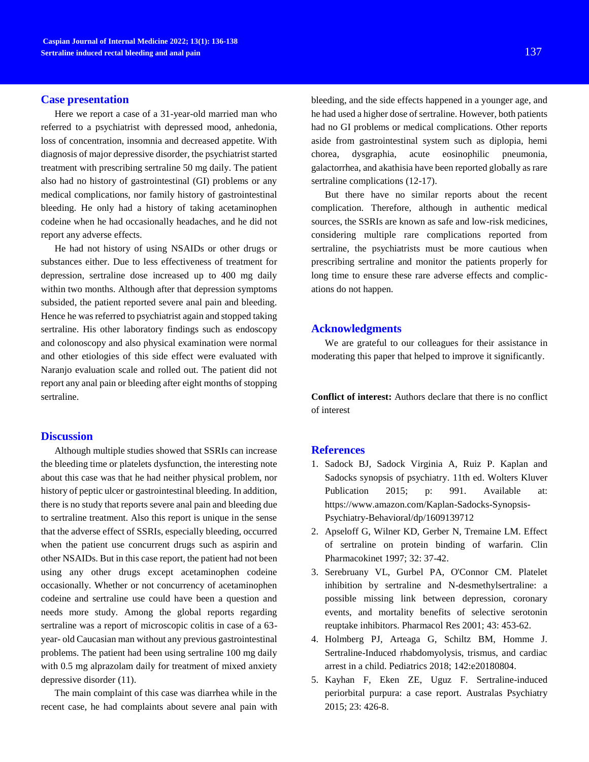## Case presentation

Here we report a case of a 31-year-old married man who referred to a psychiatrist with depressed mood, anhedonia, loss of concentration, insomnia and decreased appetite. With diagnosis of major depressive disorder, the psychiatrist started treatment with prescribing sertraline 50 mg daily. The patient also had no history of gastrointestinal (GI) problems or any medical complications, nor family history of gastrointestinal bleeding. He only had a history of taking acetaminophen codeine when he had occasionally headaches, and he did not report any adverse effects.

He had not history of using NSAIDs or other drugs or substances either. Due to less effectiveness of treatment for depression, sertraline dose increased up to 400 mg daily within two months. Although after that depression symptoms subsided, the patient reported severe anal pain and bleeding. Hence he was referred to psychiatrist again and stopped taking sertraline. His other laboratory findings such as endoscopy and colonoscopy and also physical examination were normal and other etiologies of this side effect were evaluated with Naranjo evaluation scale and rolled out. The patient did not report any anal pain or bleeding after eight months of stopping sertraline.

## Discussion

Although multiple studies showed that SSRIs can increase the bleeding time or platelets dysfunction, the interesting note about this case was that he had neither physical problem, nor history of peptic ulcer or gastrointestinal bleeding. In addition, there is no study that reports severe anal pain and bleeding due to sertraline treatment. Also this report is unique in the sense that the adverse effect of SSRIs, especially bleeding, occurred when the patient use concurrent drugs such as aspirin and other NSAIDs. But in this case report, the patient had not been using any other drugs except acetaminophen codeine occasionally. Whether or not concurrency of acetaminophen codeine and sertraline use could have been a question and needs more study. Among the global reports regarding sertraline was a report of microscopic colitis in case of a 63-year- old Caucasian man without any previous gastrointestinal problems. The patient had been using sertraline 100 mg daily with 0.5 mg alprazolam daily for treatment of mixed anxiety depressive disorder (11).

The main complaint of this case was diarrhea while in the recent case, he had complaints about severe anal pain with bleeding, and the side effects happened in a younger age, and he had used a higher dose of sertraline. However, both patients had no GI problems or medical complications. Other reports aside from gastrointestinal system such as diplopia, hemi chorea, dysgraphia, acute eosinophilic pneumonia, galactorrhea, and akathisia have been reported globally as rare sertraline complications (12-17).

But there have no similar reports about the recent complication. Therefore, although in authentic medical sources, the SSRIs are known as safe and low-risk medicines, considering multiple rare complications reported from sertraline, the psychiatrists must be more cautious when prescribing sertraline and monitor the patients properly for long time to ensure these rare adverse effects and complications do not happen.

## Acknowledgments

We are grateful to our colleagues for their assistance in moderating this paper that helped to improve it significantly.

**Conflict of interest:** Authors declare that there is no conflict of interest

## References

1. Sadock BJ, Sadock Virginia A, Ruiz P. Kaplan and Sadocks synopsis of psychiatry. 11th ed. Wolters Kluver Publication 2015; p: 991. Available at: https://www.amazon.com/Kaplan-Sadocks-Synopsis-Psychiatry-Behavioral/dp/1609139712
2. Apseloff G, Wilner KD, Gerber N, Tremaine LM. Effect of sertraline on protein binding of warfarin. Clin Pharmacokinet 1997; 32: 37-42.
3. Serebruany VL, Gurbel PA, O'Connor CM. Platelet inhibition by sertraline and N-desmethylsertraline: a possible missing link between depression, coronary events, and mortality benefits of selective serotonin reuptake inhibitors. Pharmacol Res 2001; 43: 453-62.
4. Holmberg PJ, Arteaga G, Schiltz BM, Homme J. Sertraline-Induced rhabdomyolysis, trismus, and cardiac arrest in a child. Pediatrics 2018; 142:e20180804.
5. Kayhan F, Eken ZE, Uguz F. Sertraline-induced periorbital purpura: a case report. Australas Psychiatry 2015; 23: 426-8.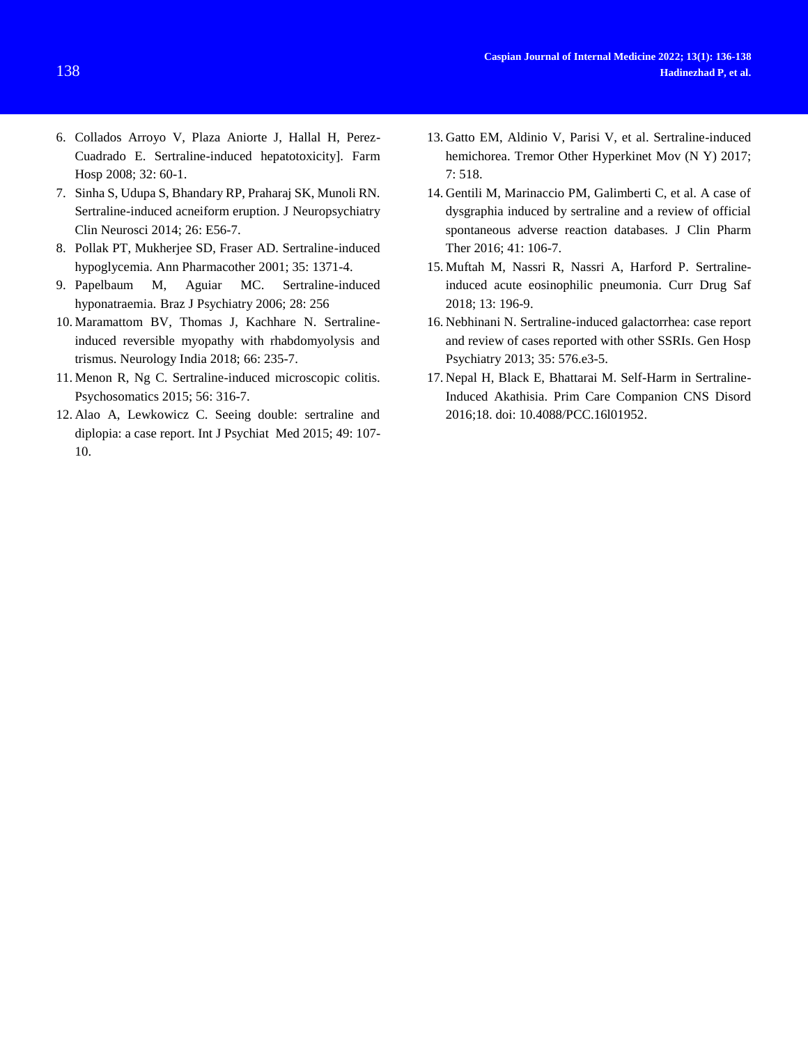6. Collados Arroyo V, Plaza Aniorte J, Hallal H, Perez-Cuadrado E. Sertraline-induced hepatotoxicity]. Farm Hosp 2008; 32: 60-1.
7. Sinha S, Udupa S, Bhandary RP, Praharaj SK, Munoli RN. Sertraline-induced acneiform eruption. J Neuropsychiatry Clin Neurosci 2014; 26: E56-7.
8. Pollak PT, Mukherjee SD, Fraser AD. Sertraline-induced hypoglycemia. Ann Pharmacother 2001; 35: 1371-4.
9. Papelbaum M, Aguiar MC. Sertraline-induced hyponatraemia. Braz J Psychiatry 2006; 28: 256
10. Maramattom BV, Thomas J, Kachhare N. Sertraline-induced reversible myopathy with rhabdomyolysis and trismus. Neurology India 2018; 66: 235-7.
11. Menon R, Ng C. Sertraline-induced microscopic colitis. Psychosomatics 2015; 56: 316-7.
12. Alao A, Lewkowicz C. Seeing double: sertraline and diplopia: a case report. Int J Psychiat Med 2015; 49: 107-10.
13. Gatto EM, Aldinio V, Parisi V, et al. Sertraline-induced hemichorea. Tremor Other Hyperkinet Mov (N Y) 2017; 7: 518.
14. Gentili M, Marinaccio PM, Galimberti C, et al. A case of dysgraphia induced by sertraline and a review of official spontaneous adverse reaction databases. J Clin Pharm Ther 2016; 41: 106-7.
15. Muftah M, Nassri R, Nassri A, Harford P. Sertraline-induced acute eosinophilic pneumonia. Curr Drug Saf 2018; 13: 196-9.
16. Nebhinani N. Sertraline-induced galactorrhea: case report and review of cases reported with other SSRIs. Gen Hosp Psychiatry 2013; 35: 576.e3-5.
17. Nepal H, Black E, Bhattarai M. Self-Harm in Sertraline-Induced Akathisia. Prim Care Companion CNS Disord 2016;18. doi: 10.4088/PCC.16l01952.